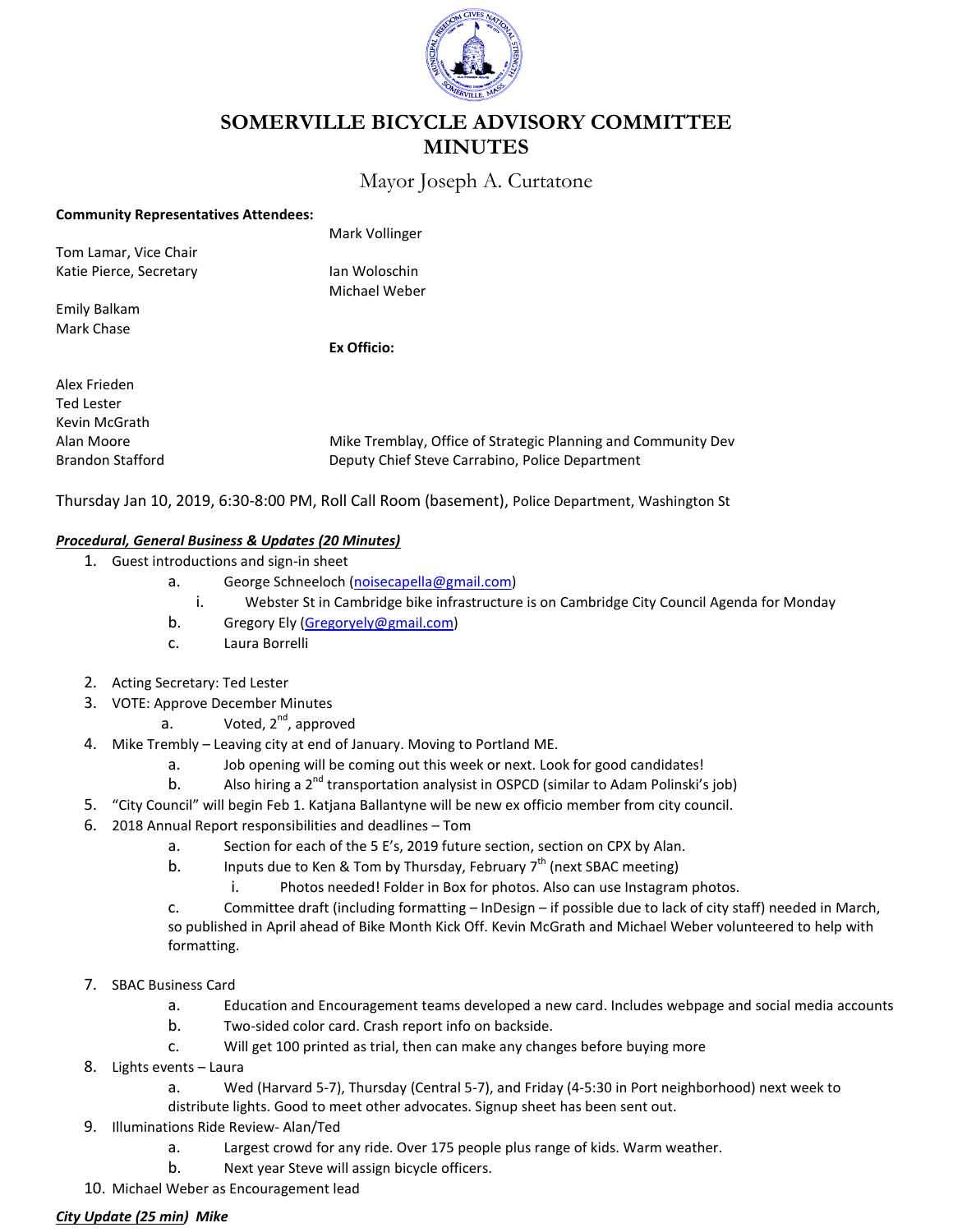# SOMERVILLE BICYCLE ADVISORY COMMITTEE MINUTES

Mayor Joseph A. Curtatone

**Community Representatives Attendees:**

Tom Lamar, Vice Chair
Katie Pierce, Secretary

Emily Balkam
Mark Chase

Alex Frieden
Ted Lester
Kevin McGrath
Alan Moore
Brandon Stafford

Mark Vollinger

Ian Woloschin
Michael Weber

**Ex Officio:**

Mike Tremblay, Office of Strategic Planning and Community Dev
Deputy Chief Steve Carrabino, Police Department

Thursday Jan 10, 2019, 6:30-8:00 PM, Roll Call Room (basement), Police Department, Washington St

***Procedural, General Business & Updates (20 Minutes)***

1. Guest introductions and sign-in sheet
   a. George Schneeloch (noisecapella@gmail.com)
      i. Webster St in Cambridge bike infrastructure is on Cambridge City Council Agenda for Monday
   b. Gregory Ely (Gregoryely@gmail.com)
   c. Laura Borrelli
2. Acting Secretary: Ted Lester
3. VOTE: Approve December Minutes
   a. Voted, 2nd, approved
4. Mike Trembly – Leaving city at end of January. Moving to Portland ME.
   a. Job opening will be coming out this week or next. Look for good candidates!
   b. Also hiring a 2nd transportation analysist in OSPCD (similar to Adam Polinski's job)
5. "City Council" will begin Feb 1. Katjana Ballantyne will be new ex officio member from city council.
6. 2018 Annual Report responsibilities and deadlines – Tom
   a. Section for each of the 5 E's, 2019 future section, section on CPX by Alan.
   b. Inputs due to Ken & Tom by Thursday, February 7th (next SBAC meeting)
      i. Photos needed! Folder in Box for photos. Also can use Instagram photos.
   c. Committee draft (including formatting – InDesign – if possible due to lack of city staff) needed in March, so published in April ahead of Bike Month Kick Off. Kevin McGrath and Michael Weber volunteered to help with formatting.
7. SBAC Business Card
   a. Education and Encouragement teams developed a new card. Includes webpage and social media accounts
   b. Two-sided color card. Crash report info on backside.
   c. Will get 100 printed as trial, then can make any changes before buying more
8. Lights events – Laura
   a. Wed (Harvard 5-7), Thursday (Central 5-7), and Friday (4-5:30 in Port neighborhood) next week to distribute lights. Good to meet other advocates. Signup sheet has been sent out.
9. Illuminations Ride Review- Alan/Ted
   a. Largest crowd for any ride. Over 175 people plus range of kids. Warm weather.
   b. Next year Steve will assign bicycle officers.
10. Michael Weber as Encouragement lead

***City Update (25 min)*** ***Mike***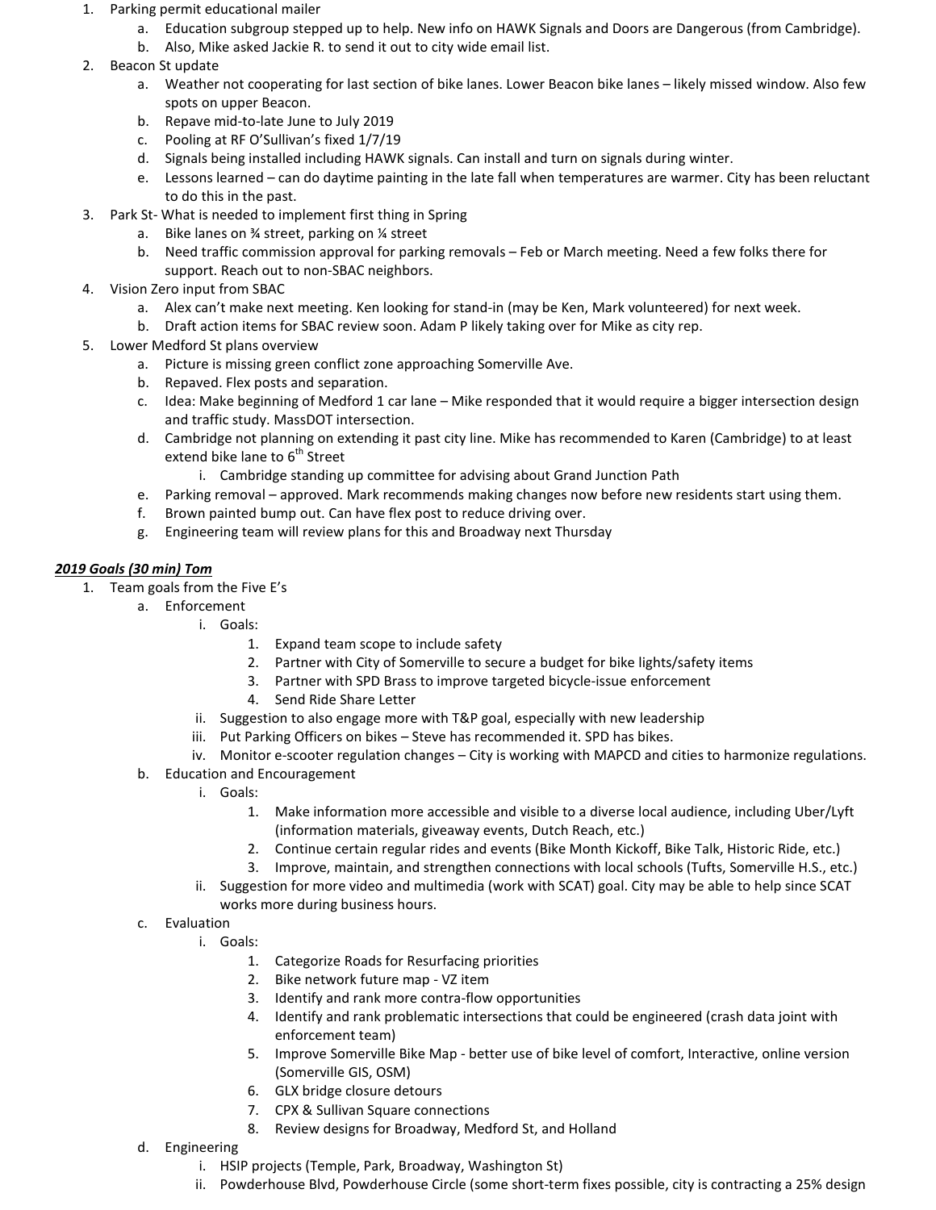1. Parking permit educational mailer
    a. Education subgroup stepped up to help. New info on HAWK Signals and Doors are Dangerous (from Cambridge).
    b. Also, Mike asked Jackie R. to send it out to city wide email list.
2. Beacon St update
    a. Weather not cooperating for last section of bike lanes. Lower Beacon bike lanes – likely missed window. Also few spots on upper Beacon.
    b. Repave mid-to-late June to July 2019
    c. Pooling at RF O'Sullivan's fixed 1/7/19
    d. Signals being installed including HAWK signals. Can install and turn on signals during winter.
    e. Lessons learned – can do daytime painting in the late fall when temperatures are warmer. City has been reluctant to do this in the past.
3. Park St- What is needed to implement first thing in Spring
    a. Bike lanes on ¾ street, parking on ¼ street
    b. Need traffic commission approval for parking removals – Feb or March meeting. Need a few folks there for support. Reach out to non-SBAC neighbors.
4. Vision Zero input from SBAC
    a. Alex can't make next meeting. Ken looking for stand-in (may be Ken, Mark volunteered) for next week.
    b. Draft action items for SBAC review soon. Adam P likely taking over for Mike as city rep.
5. Lower Medford St plans overview
    a. Picture is missing green conflict zone approaching Somerville Ave.
    b. Repaved. Flex posts and separation.
    c. Idea: Make beginning of Medford 1 car lane – Mike responded that it would require a bigger intersection design and traffic study. MassDOT intersection.
    d. Cambridge not planning on extending it past city line. Mike has recommended to Karen (Cambridge) to at least extend bike lane to 6th Street
        i. Cambridge standing up committee for advising about Grand Junction Path
    e. Parking removal – approved. Mark recommends making changes now before new residents start using them.
    f. Brown painted bump out. Can have flex post to reduce driving over.
    g. Engineering team will review plans for this and Broadway next Thursday

***2019 Goals (30 min) Tom***

1. Team goals from the Five E's
    a. Enforcement
        i. Goals:
            1. Expand team scope to include safety
            2. Partner with City of Somerville to secure a budget for bike lights/safety items
            3. Partner with SPD Brass to improve targeted bicycle-issue enforcement
            4. Send Ride Share Letter
        ii. Suggestion to also engage more with T&P goal, especially with new leadership
        iii. Put Parking Officers on bikes – Steve has recommended it. SPD has bikes.
        iv. Monitor e-scooter regulation changes – City is working with MAPCD and cities to harmonize regulations.
    b. Education and Encouragement
        i. Goals:
            1. Make information more accessible and visible to a diverse local audience, including Uber/Lyft (information materials, giveaway events, Dutch Reach, etc.)
            2. Continue certain regular rides and events (Bike Month Kickoff, Bike Talk, Historic Ride, etc.)
            3. Improve, maintain, and strengthen connections with local schools (Tufts, Somerville H.S., etc.)
        ii. Suggestion for more video and multimedia (work with SCAT) goal. City may be able to help since SCAT works more during business hours.
    c. Evaluation
        i. Goals:
            1. Categorize Roads for Resurfacing priorities
            2. Bike network future map - VZ item
            3. Identify and rank more contra-flow opportunities
            4. Identify and rank problematic intersections that could be engineered (crash data joint with enforcement team)
            5. Improve Somerville Bike Map - better use of bike level of comfort, Interactive, online version (Somerville GIS, OSM)
            6. GLX bridge closure detours
            7. CPX & Sullivan Square connections
            8. Review designs for Broadway, Medford St, and Holland
    d. Engineering
        i. HSIP projects (Temple, Park, Broadway, Washington St)
        ii. Powderhouse Blvd, Powderhouse Circle (some short-term fixes possible, city is contracting a 25% design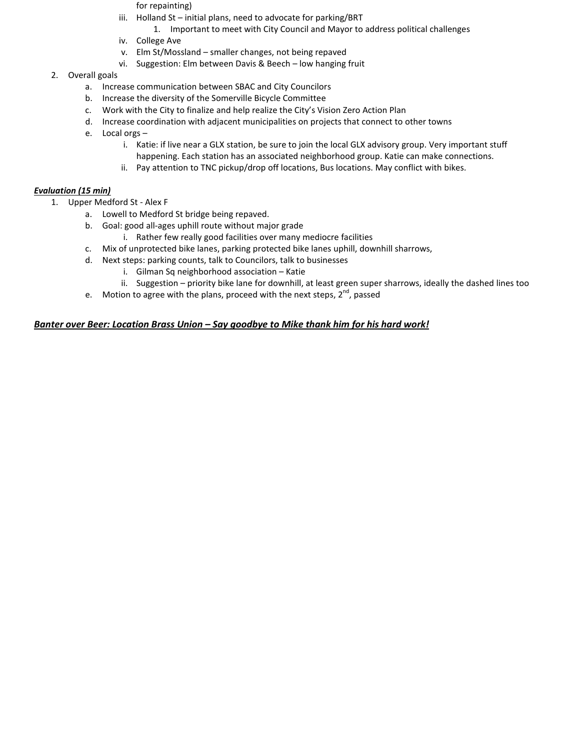for repainting)

   iii. Holland St – initial plans, need to advocate for parking/BRT
      1. Important to meet with City Council and Mayor to address political challenges
   iv. College Ave
   v. Elm St/Mossland – smaller changes, not being repaved
   vi. Suggestion: Elm between Davis & Beech – low hanging fruit

2. Overall goals
   a. Increase communication between SBAC and City Councilors
   b. Increase the diversity of the Somerville Bicycle Committee
   c. Work with the City to finalize and help realize the City's Vision Zero Action Plan
   d. Increase coordination with adjacent municipalities on projects that connect to other towns
   e. Local orgs –
      i. Katie: if live near a GLX station, be sure to join the local GLX advisory group. Very important stuff happening. Each station has an associated neighborhood group. Katie can make connections.
      ii. Pay attention to TNC pickup/drop off locations, Bus locations. May conflict with bikes.

***Evaluation (15 min)***

1. Upper Medford St - Alex F
   a. Lowell to Medford St bridge being repaved.
   b. Goal: good all-ages uphill route without major grade
      i. Rather few really good facilities over many mediocre facilities
   c. Mix of unprotected bike lanes, parking protected bike lanes uphill, downhill sharrows,
   d. Next steps: parking counts, talk to Councilors, talk to businesses
      i. Gilman Sq neighborhood association – Katie
      ii. Suggestion – priority bike lane for downhill, at least green super sharrows, ideally the dashed lines too
   e. Motion to agree with the plans, proceed with the next steps, 2nd, passed

***Banter over Beer: Location Brass Union – Say goodbye to Mike thank him for his hard work!***